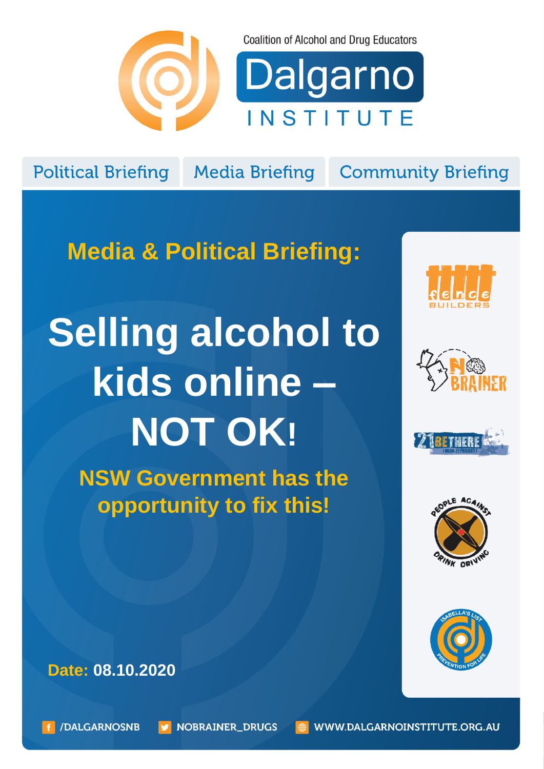Coalition of Alcohol and Drug Educators

# Dalgarno INSTITUTE

Political Briefing | Media Briefing | Community Briefing

## Media & Political Briefing:

# Selling alcohol to kids online – NOT OK!

## NSW Government has the opportunity to fix this!

**Date:** 08.10.2020

fence BUILDERS

NO BRAINER

21 BE THERE

PEOPLE AGAINST DRINK DRIVING

ISABELLA'S LIST PREVENTION FOR LIFE

/DALGARNOSNB NOBRAINER_DRUGS WWW.DALGARNOINSTITUTE.ORG.AU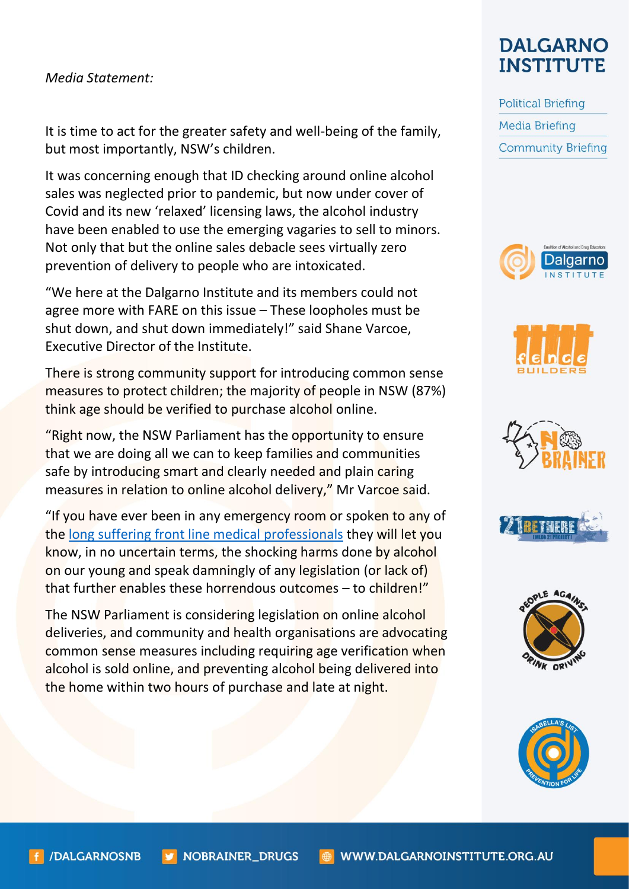*Media Statement:*

It is time to act for the greater safety and well-being of the family, but most importantly, NSW's children.

It was concerning enough that ID checking around online alcohol sales was neglected prior to pandemic, but now under cover of Covid and its new 'relaxed' licensing laws, the alcohol industry have been enabled to use the emerging vagaries to sell to minors. Not only that but the online sales debacle sees virtually zero prevention of delivery to people who are intoxicated.

"We here at the Dalgarno Institute and its members could not agree more with FARE on this issue – These loopholes must be shut down, and shut down immediately!" said Shane Varcoe, Executive Director of the Institute.

There is strong community support for introducing common sense measures to protect children; the majority of people in NSW (87%) think age should be verified to purchase alcohol online.

"Right now, the NSW Parliament has the opportunity to ensure that we are doing all we can to keep families and communities safe by introducing smart and clearly needed and plain caring measures in relation to online alcohol delivery," Mr Varcoe said.

"If you have ever been in any emergency room or spoken to any of the long suffering front line medical professionals they will let you know, in no uncertain terms, the shocking harms done by alcohol on our young and speak damningly of any legislation (or lack of) that further enables these horrendous outcomes – to children!"

The NSW Parliament is considering legislation on online alcohol deliveries, and community and health organisations are advocating common sense measures including requiring age verification when alcohol is sold online, and preventing alcohol being delivered into the home within two hours of purchase and late at night.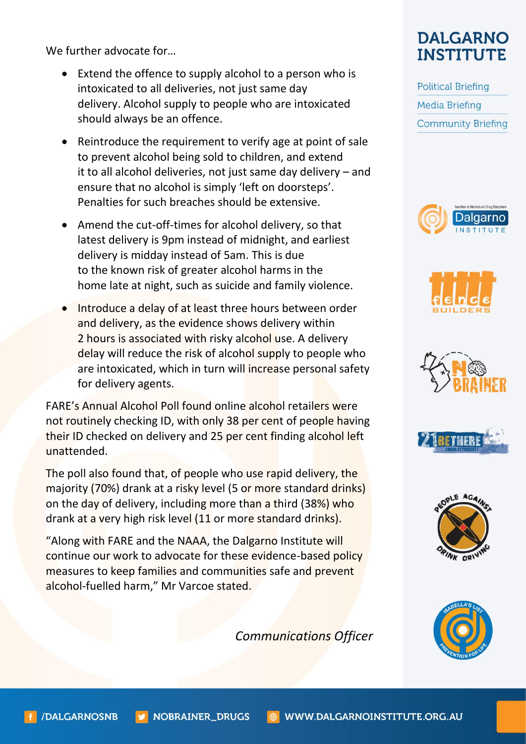We further advocate for…

- Extend the offence to supply alcohol to a person who is intoxicated to all deliveries, not just same day delivery. Alcohol supply to people who are intoxicated should always be an offence.
- Reintroduce the requirement to verify age at point of sale to prevent alcohol being sold to children, and extend it to all alcohol deliveries, not just same day delivery – and ensure that no alcohol is simply 'left on doorsteps'. Penalties for such breaches should be extensive.
- Amend the cut-off-times for alcohol delivery, so that latest delivery is 9pm instead of midnight, and earliest delivery is midday instead of 5am. This is due to the known risk of greater alcohol harms in the home late at night, such as suicide and family violence.
- Introduce a delay of at least three hours between order and delivery, as the evidence shows delivery within 2 hours is associated with risky alcohol use. A delivery delay will reduce the risk of alcohol supply to people who are intoxicated, which in turn will increase personal safety for delivery agents.

FARE's Annual Alcohol Poll found online alcohol retailers were not routinely checking ID, with only 38 per cent of people having their ID checked on delivery and 25 per cent finding alcohol left unattended.

The poll also found that, of people who use rapid delivery, the majority (70%) drank at a risky level (5 or more standard drinks) on the day of delivery, including more than a third (38%) who drank at a very high risk level (11 or more standard drinks).

"Along with FARE and the NAAA, the Dalgarno Institute will continue our work to advocate for these evidence-based policy measures to keep families and communities safe and prevent alcohol-fuelled harm," Mr Varcoe stated.

*Communications Officer*

**DALGARNO INSTITUTE**

Political Briefing

Media Briefing

Community Briefing

/DALGARNOSNB NOBRAINER_DRUGS WWW.DALGARNOINSTITUTE.ORG.AU